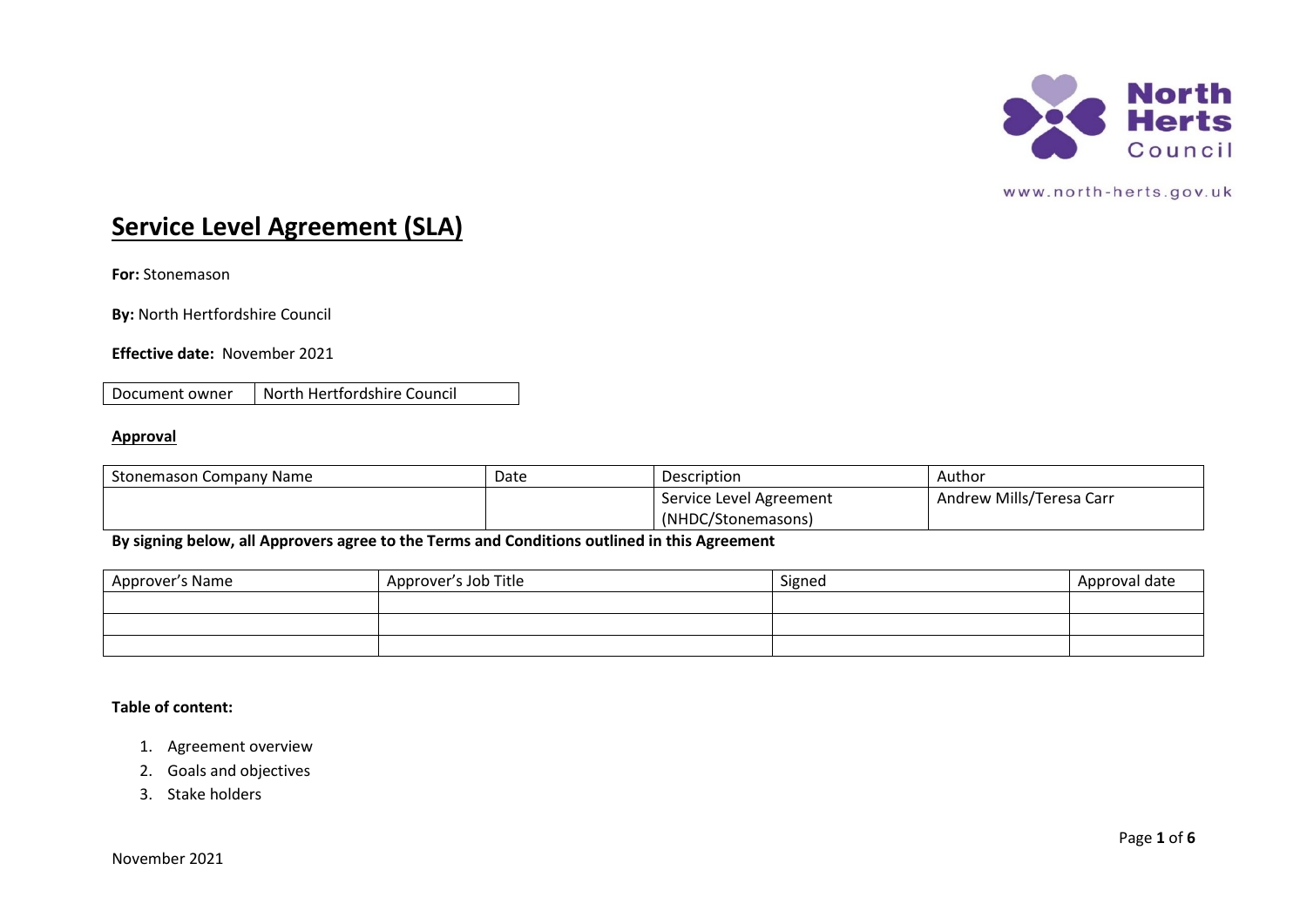North Herts Council

www.north-herts.gov.uk

# Service Level Agreement (SLA)

**For:** Stonemason

**By:** North Hertfordshire Council

**Effective date:** November 2021

| Document owner | North Hertfordshire Council |
|---|---|

**Approval**

| Stonemason Company Name | Date | Description | Author |
|---|---|---|---|
| | | Service Level Agreement (NHDC/Stonemasons) | Andrew Mills/Teresa Carr |

**By signing below, all Approvers agree to the Terms and Conditions outlined in this Agreement**

| Approver's Name | Approver's Job Title | Signed | Approval date |
|---|---|---|---|
| | | | |
| | | | |
| | | | |

**Table of content:**

1. Agreement overview
2. Goals and objectives
3. Stake holders

November 2021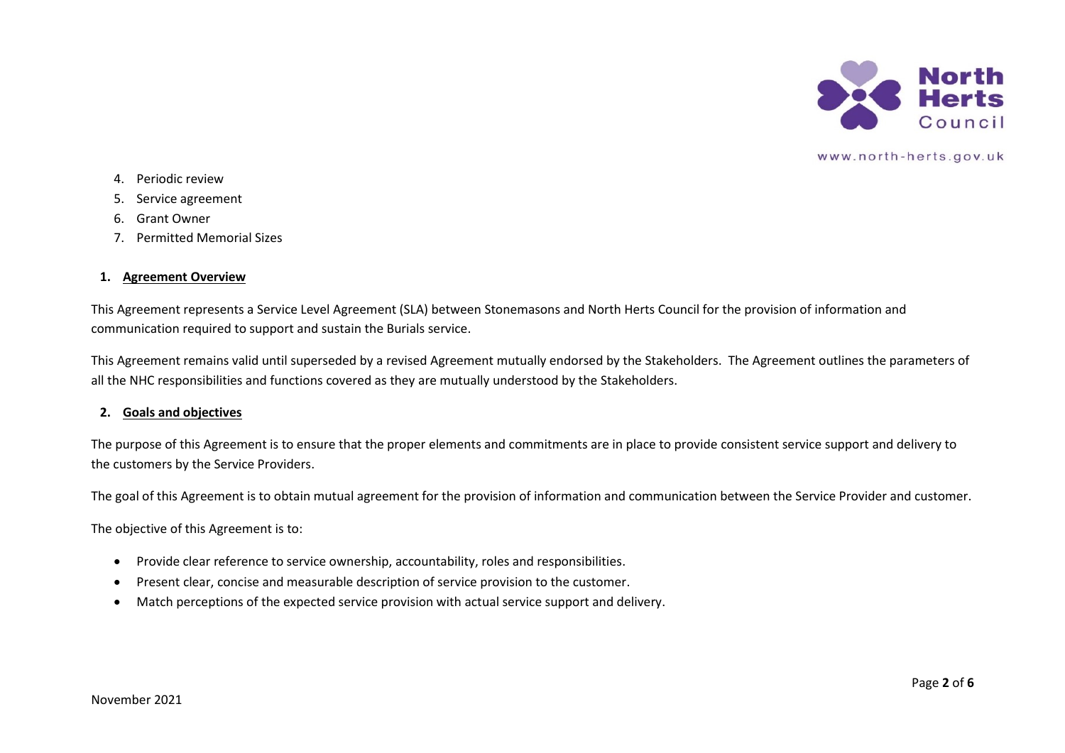4. Periodic review
5. Service agreement
6. Grant Owner
7. Permitted Memorial Sizes

## 1. Agreement Overview

This Agreement represents a Service Level Agreement (SLA) between Stonemasons and North Herts Council for the provision of information and communication required to support and sustain the Burials service.

This Agreement remains valid until superseded by a revised Agreement mutually endorsed by the Stakeholders. The Agreement outlines the parameters of all the NHC responsibilities and functions covered as they are mutually understood by the Stakeholders.

## 2. Goals and objectives

The purpose of this Agreement is to ensure that the proper elements and commitments are in place to provide consistent service support and delivery to the customers by the Service Providers.

The goal of this Agreement is to obtain mutual agreement for the provision of information and communication between the Service Provider and customer.

The objective of this Agreement is to:

- Provide clear reference to service ownership, accountability, roles and responsibilities.
- Present clear, concise and measurable description of service provision to the customer.
- Match perceptions of the expected service provision with actual service support and delivery.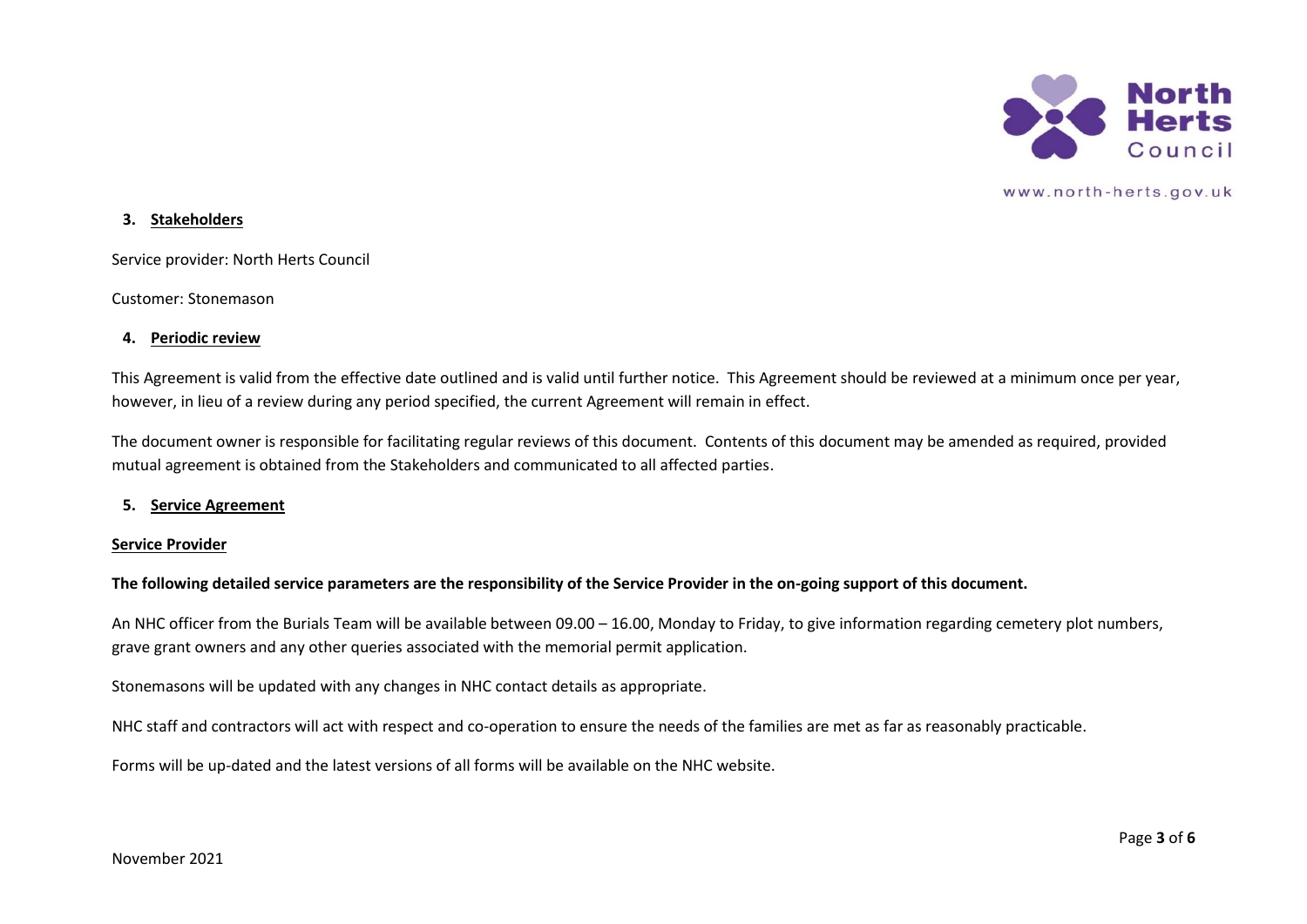## 3. Stakeholders

Service provider: North Herts Council

Customer: Stonemason

## 4. Periodic review

This Agreement is valid from the effective date outlined and is valid until further notice. This Agreement should be reviewed at a minimum once per year, however, in lieu of a review during any period specified, the current Agreement will remain in effect.

The document owner is responsible for facilitating regular reviews of this document. Contents of this document may be amended as required, provided mutual agreement is obtained from the Stakeholders and communicated to all affected parties.

## 5. Service Agreement

### Service Provider

**The following detailed service parameters are the responsibility of the Service Provider in the on-going support of this document.**

An NHC officer from the Burials Team will be available between 09.00 – 16.00, Monday to Friday, to give information regarding cemetery plot numbers, grave grant owners and any other queries associated with the memorial permit application.

Stonemasons will be updated with any changes in NHC contact details as appropriate.

NHC staff and contractors will act with respect and co-operation to ensure the needs of the families are met as far as reasonably practicable.

Forms will be up-dated and the latest versions of all forms will be available on the NHC website.

November 2021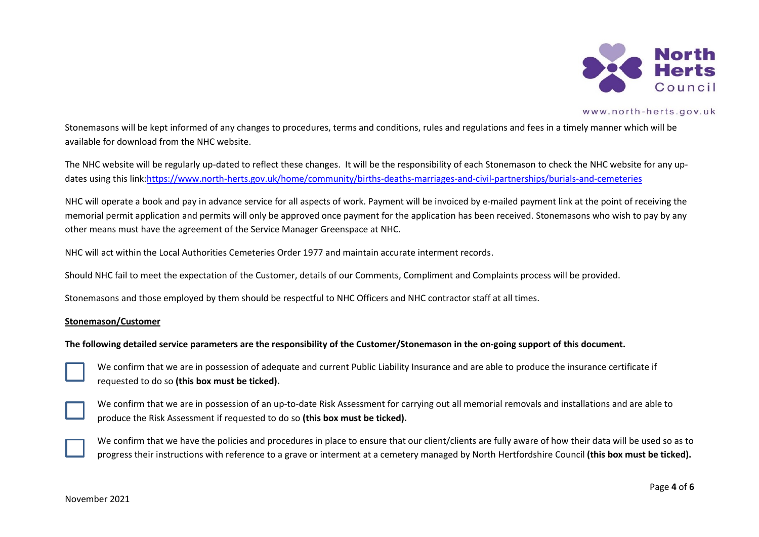Stonemasons will be kept informed of any changes to procedures, terms and conditions, rules and regulations and fees in a timely manner which will be available for download from the NHC website.

The NHC website will be regularly up-dated to reflect these changes. It will be the responsibility of each Stonemason to check the NHC website for any up-dates using this link:[https://www.north-herts.gov.uk/home/community/births-deaths-marriages-and-civil-partnerships/burials-and-cemeteries](https://www.north-herts.gov.uk/home/community/births-deaths-marriages-and-civil-partnerships/burials-and-cemeteries)

NHC will operate a book and pay in advance service for all aspects of work. Payment will be invoiced by e-mailed payment link at the point of receiving the memorial permit application and permits will only be approved once payment for the application has been received. Stonemasons who wish to pay by any other means must have the agreement of the Service Manager Greenspace at NHC.

NHC will act within the Local Authorities Cemeteries Order 1977 and maintain accurate interment records.

Should NHC fail to meet the expectation of the Customer, details of our Comments, Compliment and Complaints process will be provided.

Stonemasons and those employed by them should be respectful to NHC Officers and NHC contractor staff at all times.

**Stonemason/Customer**

**The following detailed service parameters are the responsibility of the Customer/Stonemason in the on-going support of this document.**

☐ We confirm that we are in possession of adequate and current Public Liability Insurance and are able to produce the insurance certificate if requested to do so **(this box must be ticked).**

☐ We confirm that we are in possession of an up-to-date Risk Assessment for carrying out all memorial removals and installations and are able to produce the Risk Assessment if requested to do so **(this box must be ticked).**

☐ We confirm that we have the policies and procedures in place to ensure that our client/clients are fully aware of how their data will be used so as to progress their instructions with reference to a grave or interment at a cemetery managed by North Hertfordshire Council **(this box must be ticked).**

November 2021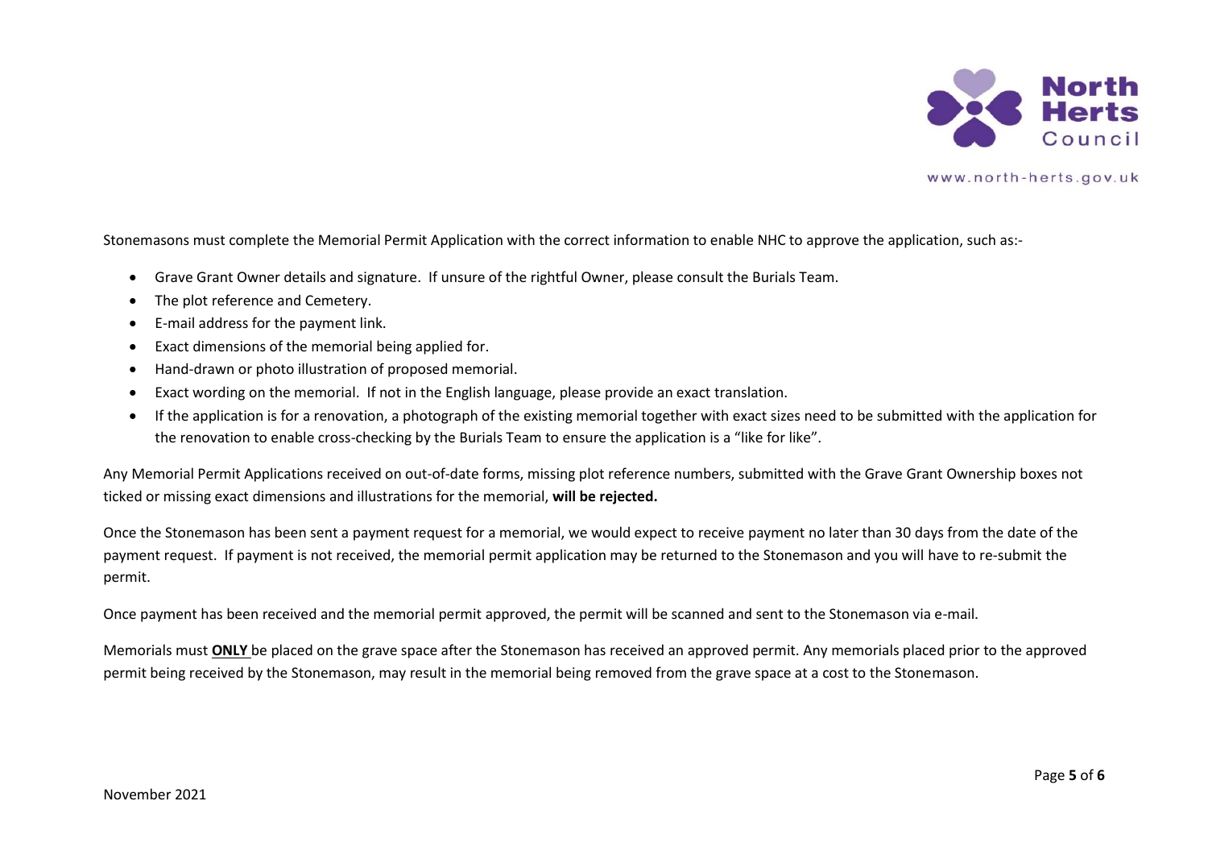Stonemasons must complete the Memorial Permit Application with the correct information to enable NHC to approve the application, such as:-

- Grave Grant Owner details and signature. If unsure of the rightful Owner, please consult the Burials Team.
- The plot reference and Cemetery.
- E-mail address for the payment link.
- Exact dimensions of the memorial being applied for.
- Hand-drawn or photo illustration of proposed memorial.
- Exact wording on the memorial. If not in the English language, please provide an exact translation.
- If the application is for a renovation, a photograph of the existing memorial together with exact sizes need to be submitted with the application for the renovation to enable cross-checking by the Burials Team to ensure the application is a "like for like".

Any Memorial Permit Applications received on out-of-date forms, missing plot reference numbers, submitted with the Grave Grant Ownership boxes not ticked or missing exact dimensions and illustrations for the memorial, **will be rejected.**

Once the Stonemason has been sent a payment request for a memorial, we would expect to receive payment no later than 30 days from the date of the payment request. If payment is not received, the memorial permit application may be returned to the Stonemason and you will have to re-submit the permit.

Once payment has been received and the memorial permit approved, the permit will be scanned and sent to the Stonemason via e-mail.

Memorials must **ONLY** be placed on the grave space after the Stonemason has received an approved permit. Any memorials placed prior to the approved permit being received by the Stonemason, may result in the memorial being removed from the grave space at a cost to the Stonemason.

November 2021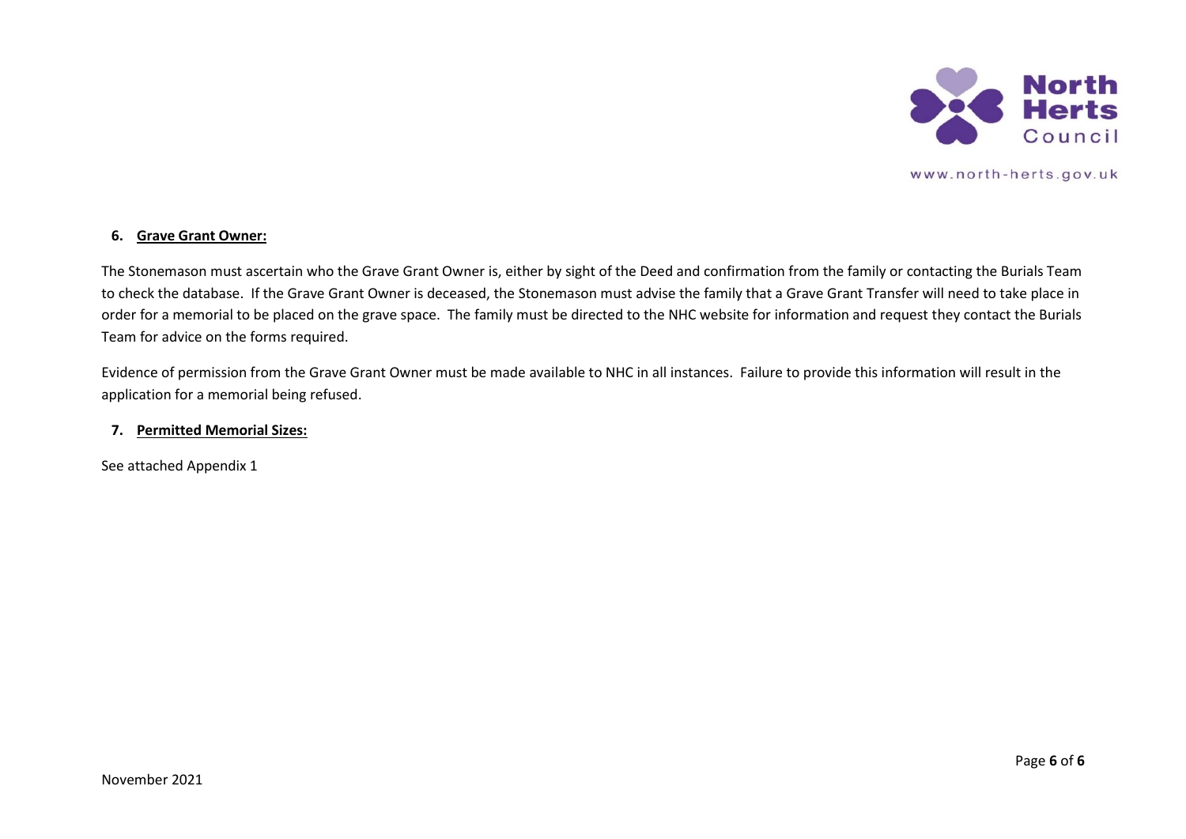### 6. Grave Grant Owner:

The Stonemason must ascertain who the Grave Grant Owner is, either by sight of the Deed and confirmation from the family or contacting the Burials Team to check the database. If the Grave Grant Owner is deceased, the Stonemason must advise the family that a Grave Grant Transfer will need to take place in order for a memorial to be placed on the grave space. The family must be directed to the NHC website for information and request they contact the Burials Team for advice on the forms required.

Evidence of permission from the Grave Grant Owner must be made available to NHC in all instances. Failure to provide this information will result in the application for a memorial being refused.

### 7. Permitted Memorial Sizes:

See attached Appendix 1